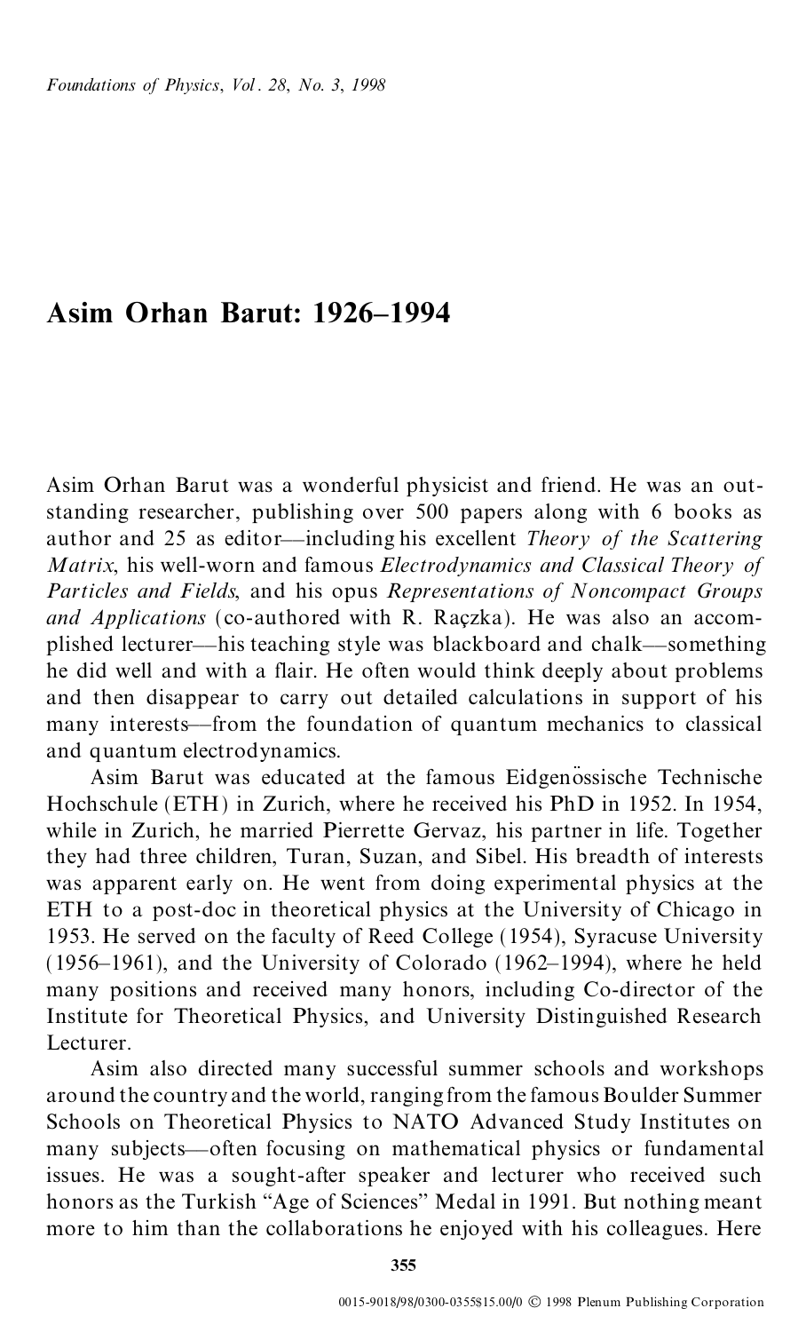# Asim Orhan Barut: 1926–1994

Asim Orhan Barut was a wonderful physicist and friend. He was an outstanding researcher, publishing over 500 papers along with 6 books as author and 25 as editor—including his excellent *Theory of the Scattering Matrix*, his well-worn and famous *Electrodynamics and Classical Theory of Particles and Fields*, and his opus *Representations of Noncompact Groups and Applications* (co-authored with R. Rączka). He was also an accomplished lecturer—his teaching style was blackboard and chalk—something he did well and with a flair. He often would think deeply about problems and then disappear to carry out detailed calculations in support of his many interests—from the foundation of quantum mechanics to classical and quantum electrodynamics.

Asim Barut was educated at the famous Eidgenössische Technische Hochschule (ETH) in Zurich, where he received his PhD in 1952. In 1954, while in Zurich, he married Pierrette Gervaz, his partner in life. Together they had three children, Turan, Suzan, and Sibel. His breadth of interests was apparent early on. He went from doing experimental physics at the ETH to a post-doc in theoretical physics at the University of Chicago in 1953. He served on the faculty of Reed College (1954), Syracuse University (1956–1961), and the University of Colorado (1962–1994), where he held many positions and received many honors, including Co-director of the Institute for Theoretical Physics, and University Distinguished Research Lecturer.

Asim also directed many successful summer schools and workshops around the country and the world, ranging from the famous Boulder Summer Schools on Theoretical Physics to NATO Advanced Study Institutes on many subjects—often focusing on mathematical physics or fundamental issues. He was a sought-after speaker and lecturer who received such honors as the Turkish "Age of Sciences" Medal in 1991. But nothing meant more to him than the collaborations he enjoyed with his colleagues. Here

0015-9018/98/0300-0355$15.00/0 © 1998 Plenum Publishing Corporation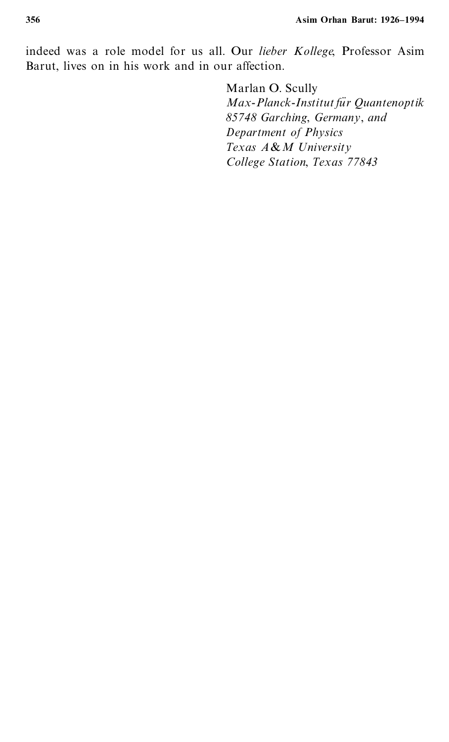indeed was a role model for us all. Our *lieber Kollege*, Professor Asim Barut, lives on in his work and in our affection.

Marlan O. Scully  
*Max-Planck-Institut für Quantenoptik*  
*85748 Garching, Germany, and*  
*Department of Physics*  
*Texas A&M University*  
*College Station, Texas 77843*